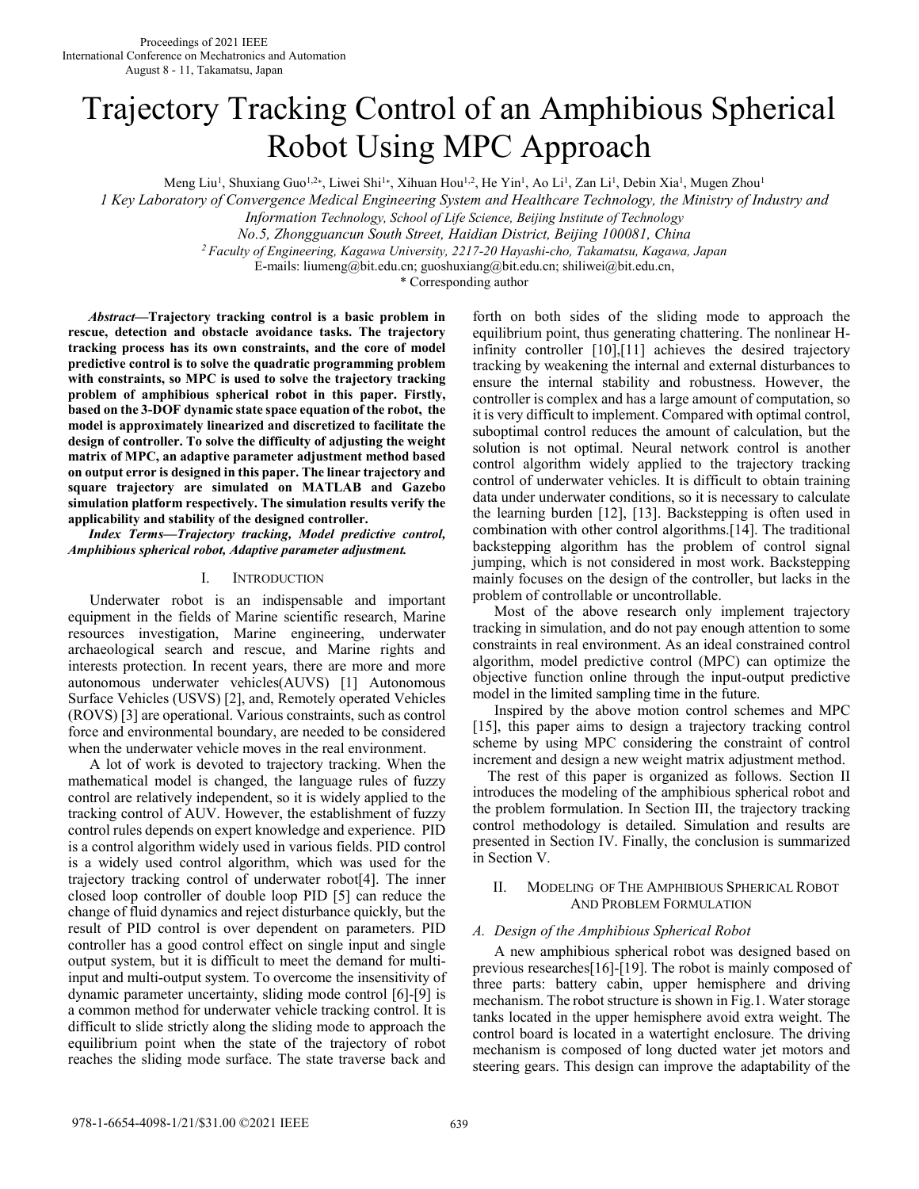# Trajectory Tracking Control of an Amphibious Spherical Robot Using MPC Approach

Meng Liu[1], Shuxiang Guo[1,2*], Liwei Shi[1*], Xihuan Hou[1,2], He Yin[1], Ao Li[1], Zan Li[1], Debin Xia[1], Mugen Zhou[1]

*1 Key Laboratory of Convergence Medical Engineering System and Healthcare Technology, the Ministry of Industry and Information Technology, School of Life Science, Beijing Institute of Technology*

*No.5, Zhongguancun South Street, Haidian District, Beijing 100081, China*

*2 Faculty of Engineering, Kagawa University, 2217-20 Hayashi-cho, Takamatsu, Kagawa, Japan*

E-mails: liumeng@bit.edu.cn; guoshuxiang@bit.edu.cn; shiliwei@bit.edu.cn,

\* Corresponding author

***Abstract*—Trajectory tracking control is a basic problem in rescue, detection and obstacle avoidance tasks. The trajectory tracking process has its own constraints, and the core of model predictive control is to solve the quadratic programming problem with constraints, so MPC is used to solve the trajectory tracking problem of amphibious spherical robot in this paper. Firstly, based on the 3-DOF dynamic state space equation of the robot, the model is approximately linearized and discretized to facilitate the design of controller. To solve the difficulty of adjusting the weight matrix of MPC, an adaptive parameter adjustment method based on output error is designed in this paper. The linear trajectory and square trajectory are simulated on MATLAB and Gazebo simulation platform respectively. The simulation results verify the applicability and stability of the designed controller.**

***Index Terms*—Trajectory tracking, Model predictive control, Amphibious spherical robot, Adaptive parameter adjustment.**

## I. Introduction

Underwater robot is an indispensable and important equipment in the fields of Marine scientific research, Marine resources investigation, Marine engineering, underwater archaeological search and rescue, and Marine rights and interests protection. In recent years, there are more and more autonomous underwater vehicles(AUVS) [1] Autonomous Surface Vehicles (USVS) [2], and, Remotely operated Vehicles (ROVS) [3] are operational. Various constraints, such as control force and environmental boundary, are needed to be considered when the underwater vehicle moves in the real environment.

A lot of work is devoted to trajectory tracking. When the mathematical model is changed, the language rules of fuzzy control are relatively independent, so it is widely applied to the tracking control of AUV. However, the establishment of fuzzy control rules depends on expert knowledge and experience. PID is a control algorithm widely used in various fields. PID control is a widely used control algorithm, which was used for the trajectory tracking control of underwater robot[4]. The inner closed loop controller of double loop PID [5] can reduce the change of fluid dynamics and reject disturbance quickly, but the result of PID control is over dependent on parameters. PID controller has a good control effect on single input and single output system, but it is difficult to meet the demand for multi-input and multi-output system. To overcome the insensitivity of dynamic parameter uncertainty, sliding mode control [6]-[9] is a common method for underwater vehicle tracking control. It is difficult to slide strictly along the sliding mode to approach the equilibrium point when the state of the trajectory of robot reaches the sliding mode surface. The state traverse back and forth on both sides of the sliding mode to approach the equilibrium point, thus generating chattering. The nonlinear H-infinity controller [10],[11] achieves the desired trajectory tracking by weakening the internal and external disturbances to ensure the internal stability and robustness. However, the controller is complex and has a large amount of computation, so it is very difficult to implement. Compared with optimal control, suboptimal control reduces the amount of calculation, but the solution is not optimal. Neural network control is another control algorithm widely applied to the trajectory tracking control of underwater vehicles. It is difficult to obtain training data under underwater conditions, so it is necessary to calculate the learning burden [12], [13]. Backstepping is often used in combination with other control algorithms.[14]. The traditional backstepping algorithm has the problem of control signal jumping, which is not considered in most work. Backstepping mainly focuses on the design of the controller, but lacks in the problem of controllable or uncontrollable.

Most of the above research only implement trajectory tracking in simulation, and do not pay enough attention to some constraints in real environment. As an ideal constrained control algorithm, model predictive control (MPC) can optimize the objective function online through the input-output predictive model in the limited sampling time in the future.

Inspired by the above motion control schemes and MPC [15], this paper aims to design a trajectory tracking control scheme by using MPC considering the constraint of control increment and design a new weight matrix adjustment method.

The rest of this paper is organized as follows. Section II introduces the modeling of the amphibious spherical robot and the problem formulation. In Section III, the trajectory tracking control methodology is detailed. Simulation and results are presented in Section IV. Finally, the conclusion is summarized in Section V.

## II. Modeling of The Amphibious Spherical Robot And Problem Formulation

### *A. Design of the Amphibious Spherical Robot*

A new amphibious spherical robot was designed based on previous researches[16]-[19]. The robot is mainly composed of three parts: battery cabin, upper hemisphere and driving mechanism. The robot structure is shown in Fig.1. Water storage tanks located in the upper hemisphere avoid extra weight. The control board is located in a watertight enclosure. The driving mechanism is composed of long ducted water jet motors and steering gears. This design can improve the adaptability of the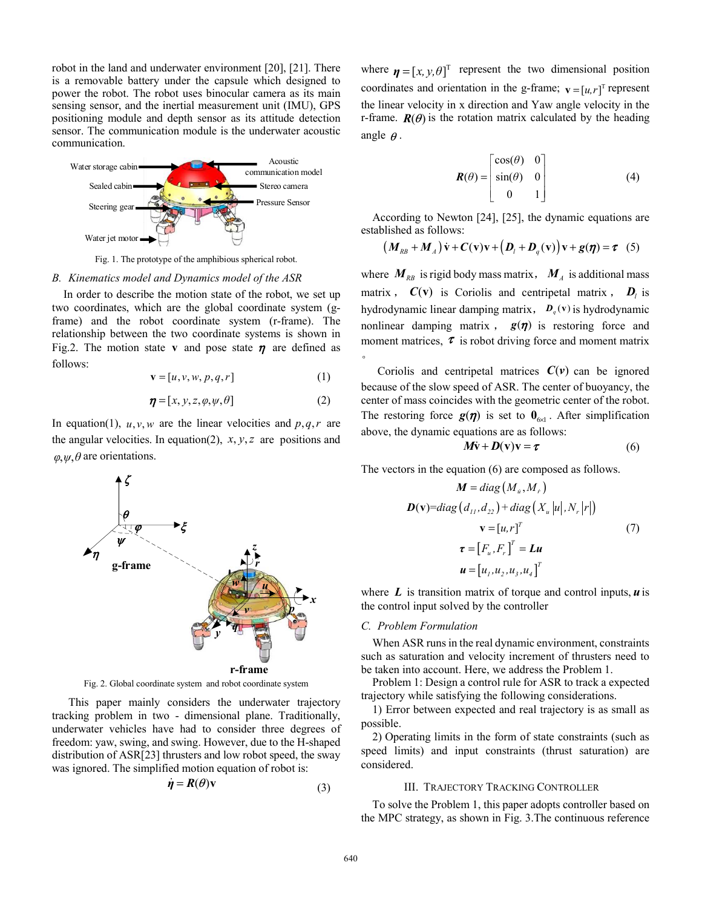robot in the land and underwater environment [20], [21]. There is a removable battery under the capsule which designed to power the robot. The robot uses binocular camera as its main sensing sensor, and the inertial measurement unit (IMU), GPS positioning module and depth sensor as its attitude detection sensor. The communication module is the underwater acoustic communication.

Fig. 1. The prototype of the amphibious spherical robot.

### B. Kinematics model and Dynamics model of the ASR

In order to describe the motion state of the robot, we set up two coordinates, which are the global coordinate system (g-frame) and the robot coordinate system (r-frame). The relationship between the two coordinate systems is shown in Fig.2. The motion state $\mathbf{v}$ and pose state $\boldsymbol{\eta}$ are defined as follows:

$$\mathbf{v} = [u, v, w, p, q, r] \tag{1}$$

$$\boldsymbol{\eta} = [x, y, z, \varphi, \psi, \theta] \tag{2}$$

In equation(1), $u, v, w$ are the linear velocities and $p, q, r$ are the angular velocities. In equation(2), $x, y, z$ are positions and $\varphi, \psi, \theta$ are orientations.

Fig. 2. Global coordinate system and robot coordinate system

This paper mainly considers the underwater trajectory tracking problem in two - dimensional plane. Traditionally, underwater vehicles have had to consider three degrees of freedom: yaw, swing, and swing. However, due to the H-shaped distribution of ASR[23] thrusters and low robot speed, the sway was ignored. The simplified motion equation of robot is:

$$\dot{\boldsymbol{\eta}} = \boldsymbol{R}(\theta)\mathbf{v} \tag{3}$$

where $\boldsymbol{\eta} = [x, y, \theta]^{\mathrm{T}}$ represent the two dimensional position coordinates and orientation in the g-frame; $\mathbf{v} = [u, r]^{\mathrm{T}}$ represent the linear velocity in x direction and Yaw angle velocity in the r-frame. $\boldsymbol{R}(\theta)$ is the rotation matrix calculated by the heading angle $\theta$.

$$\boldsymbol{R}(\theta) = \begin{bmatrix} \cos(\theta) & 0 \\ \sin(\theta) & 0 \\ 0 & 1 \end{bmatrix} \tag{4}$$

According to Newton [24], [25], the dynamic equations are established as follows:

$$\left(\boldsymbol{M}_{RB} + \boldsymbol{M}_{A}\right)\dot{\mathbf{v}} + \boldsymbol{C}(\mathbf{v})\mathbf{v} + \left(\boldsymbol{D}_{l} + \boldsymbol{D}_{q}(\mathbf{v})\right)\mathbf{v} + \boldsymbol{g}(\boldsymbol{\eta}) = \boldsymbol{\tau} \tag{5}$$

where $\boldsymbol{M}_{RB}$ is rigid body mass matrix, $\boldsymbol{M}_{A}$ is additional mass matrix, $\boldsymbol{C}(\mathbf{v})$ is Coriolis and centripetal matrix, $\boldsymbol{D}_{l}$ is hydrodynamic linear damping matrix, $\boldsymbol{D}_{q}(\mathbf{v})$ is hydrodynamic nonlinear damping matrix, $\boldsymbol{g}(\boldsymbol{\eta})$ is restoring force and moment matrices, $\boldsymbol{\tau}$ is robot driving force and moment matrix 。

Coriolis and centripetal matrices $\boldsymbol{C}(\boldsymbol{v})$ can be ignored because of the slow speed of ASR. The center of buoyancy, the center of mass coincides with the geometric center of the robot. The restoring force $\boldsymbol{g}(\boldsymbol{\eta})$ is set to $\mathbf{0}_{6\times1}$. After simplification above, the dynamic equations are as follows:

$$\boldsymbol{M}\dot{\mathbf{v}} + \boldsymbol{D}(\mathbf{v})\mathbf{v} = \boldsymbol{\tau} \tag{6}$$

The vectors in the equation (6) are composed as follows.

$$\begin{gathered} \boldsymbol{M} = diag\left(M_{\dot{u}}, M_{\dot{r}}\right) \\ \boldsymbol{D}(\mathbf{v}) = diag\left(d_{11}, d_{22}\right) + diag\left(X_{u}|u|, N_{r}|r|\right) \\ \mathbf{v} = [u, r]^{T} \\ \boldsymbol{\tau} = \left[F_{u}, F_{r}\right]^{T} = \boldsymbol{L}\boldsymbol{u} \\ \boldsymbol{u} = \left[u_{1}, u_{2}, u_{3}, u_{4}\right]^{T} \end{gathered} \tag{7}$$

where $\boldsymbol{L}$ is transition matrix of torque and control inputs, $\boldsymbol{u}$ is the control input solved by the controller

### C. Problem Formulation

When ASR runs in the real dynamic environment, constraints such as saturation and velocity increment of thrusters need to be taken into account. Here, we address the Problem 1.

Problem 1: Design a control rule for ASR to track a expected trajectory while satisfying the following considerations.

1) Error between expected and real trajectory is as small as possible.

2) Operating limits in the form of state constraints (such as speed limits) and input constraints (thrust saturation) are considered.

## III. Trajectory Tracking Controller

To solve the Problem 1, this paper adopts controller based on the MPC strategy, as shown in Fig. 3.The continuous reference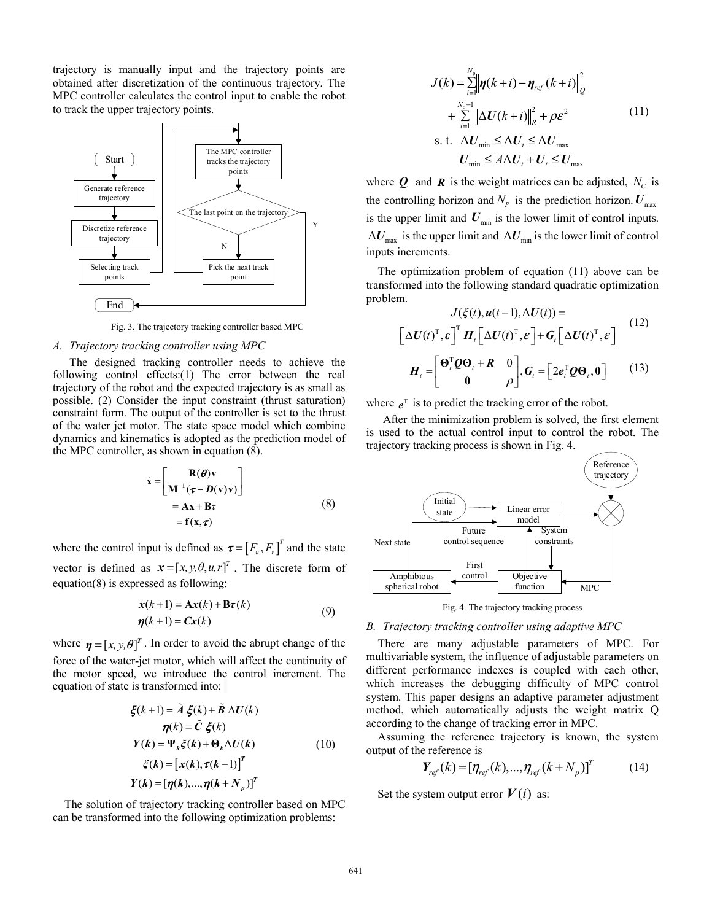trajectory is manually input and the trajectory points are obtained after discretization of the continuous trajectory. The MPC controller calculates the control input to enable the robot to track the upper trajectory points.

Fig. 3. The trajectory tracking controller based MPC

### A. Trajectory tracking controller using MPC

The designed tracking controller needs to achieve the following control effects:(1) The error between the real trajectory of the robot and the expected trajectory is as small as possible. (2) Consider the input constraint (thrust saturation) constraint form. The output of the controller is set to the thrust of the water jet motor. The state space model which combine dynamics and kinematics is adopted as the prediction model of the MPC controller, as shown in equation (8).

$$\dot{\mathbf{x}} = \begin{bmatrix} \mathbf{R}(\boldsymbol{\theta})\mathbf{v} \\ \mathbf{M}^{-1}(\boldsymbol{\tau} - \boldsymbol{D}(\mathbf{v})\mathbf{v}) \end{bmatrix} = \mathbf{A}\mathbf{x} + \mathbf{B}\tau = \mathbf{f}(\mathbf{x}, \boldsymbol{\tau}) \tag{8}$$

where the control input is defined as $\boldsymbol{\tau} = [F_u, F_r]^T$ and the state vector is defined as $\boldsymbol{x} = [x, y, \theta, u, r]^T$. The discrete form of equation(8) is expressed as following:

$$\begin{aligned} \dot{\boldsymbol{x}}(k+1) &= \mathbf{A}\boldsymbol{x}(k) + \mathbf{B}\boldsymbol{\tau}(k) \\ \boldsymbol{\eta}(k+1) &= \boldsymbol{C}\boldsymbol{x}(k) \end{aligned} \tag{9}$$

where $\boldsymbol{\eta} = [x, y, \theta]^T$. In order to avoid the abrupt change of the force of the water-jet motor, which will affect the continuity of the motor speed, we introduce the control increment. The equation of state is transformed into:

$$\begin{aligned} \boldsymbol{\xi}(k+1) &= \tilde{\boldsymbol{A}}\, \boldsymbol{\xi}(k) + \tilde{\boldsymbol{B}}\, \Delta \boldsymbol{U}(k) \\ \boldsymbol{\eta}(k) &= \tilde{\boldsymbol{C}}\, \boldsymbol{\xi}(k) \\ \boldsymbol{Y}(\boldsymbol{k}) &= \boldsymbol{\Psi}_k \boldsymbol{\xi}(\boldsymbol{k}) + \boldsymbol{\Theta}_k \Delta \boldsymbol{U}(\boldsymbol{k}) \\ \boldsymbol{\xi}(\boldsymbol{k}) &= [\boldsymbol{x}(\boldsymbol{k}), \boldsymbol{\tau}(\boldsymbol{k}-1)]^T \\ \boldsymbol{Y}(\boldsymbol{k}) &= [\boldsymbol{\eta}(\boldsymbol{k}), \ldots, \boldsymbol{\eta}(\boldsymbol{k}+\boldsymbol{N}_p)]^T \end{aligned} \tag{10}$$

The solution of trajectory tracking controller based on MPC can be transformed into the following optimization problems:

$$\begin{aligned} J(k) &= \sum_{i=1}^{N_p} \left\| \boldsymbol{\eta}(k+i) - \boldsymbol{\eta}_{ref}(k+i) \right\|_Q^2 \\ &+ \sum_{i=1}^{N_c - 1} \left\| \Delta \boldsymbol{U}(k+i) \right\|_R^2 + \rho \varepsilon^2 \\ \text{s. t.} \quad & \Delta \boldsymbol{U}_{\min} \le \Delta \boldsymbol{U}_t \le \Delta \boldsymbol{U}_{\max} \\ & \boldsymbol{U}_{\min} \le A \Delta \boldsymbol{U}_t + \boldsymbol{U}_t \le \boldsymbol{U}_{\max} \end{aligned} \tag{11}$$

where $\boldsymbol{Q}$ and $\boldsymbol{R}$ is the weight matrices can be adjusted, $N_C$ is the controlling horizon and $N_P$ is the prediction horizon. $\boldsymbol{U}_{\max}$ is the upper limit and $\boldsymbol{U}_{\min}$ is the lower limit of control inputs. $\Delta \boldsymbol{U}_{\max}$ is the upper limit and $\Delta \boldsymbol{U}_{\min}$ is the lower limit of control inputs increments.

The optimization problem of equation (11) above can be transformed into the following standard quadratic optimization problem.

$$\begin{aligned} & J(\boldsymbol{\xi}(t), \boldsymbol{u}(t-1), \Delta \boldsymbol{U}(t)) = \\ & \left[ \Delta \boldsymbol{U}(t)^{\mathrm{T}}, \varepsilon \right]^{\mathrm{T}} \boldsymbol{H}_t \left[ \Delta \boldsymbol{U}(t)^{\mathrm{T}}, \varepsilon \right] + \boldsymbol{G}_t \left[ \Delta \boldsymbol{U}(t)^{\mathrm{T}}, \varepsilon \right] \end{aligned} \tag{12}$$

$$\boldsymbol{H}_t = \begin{bmatrix} \boldsymbol{\Theta}_t^{\mathrm{T}} \boldsymbol{Q} \boldsymbol{\Theta}_t + \boldsymbol{R} & 0 \\ \boldsymbol{0} & \rho \end{bmatrix}, \boldsymbol{G}_t = \left[ 2\boldsymbol{e}_t^{\mathrm{T}} \boldsymbol{Q} \boldsymbol{\Theta}_t, \boldsymbol{0} \right] \tag{13}$$

where $\boldsymbol{e}^{\mathrm{T}}$ is to predict the tracking error of the robot.

After the minimization problem is solved, the first element is used to the actual control input to control the robot. The trajectory tracking process is shown in Fig. 4.

Fig. 4. The trajectory tracking process

### B. Trajectory tracking controller using adaptive MPC

There are many adjustable parameters of MPC. For multivariable system, the influence of adjustable parameters on different performance indexes is coupled with each other, which increases the debugging difficulty of MPC control system. This paper designs an adaptive parameter adjustment method, which automatically adjusts the weight matrix Q according to the change of tracking error in MPC.

Assuming the reference trajectory is known, the system output of the reference is

$$\boldsymbol{Y}_{ref}(k) = [\eta_{ref}(k), \ldots, \eta_{ref}(k+N_p)]^T \tag{14}$$

Set the system output error $\boldsymbol{V}(i)$ as: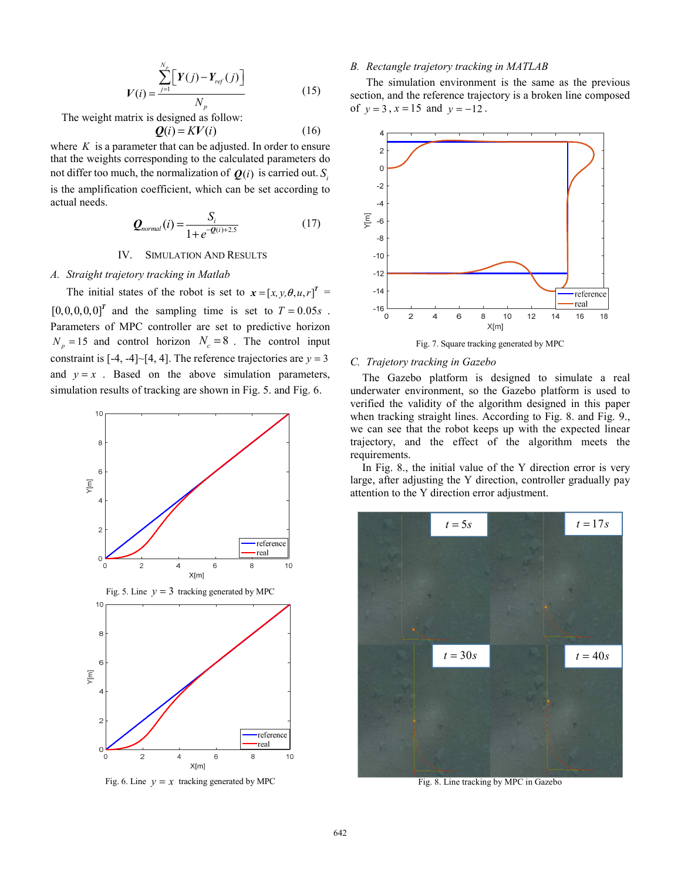$$V(i) = \frac{\sum_{j=1}^{N_p} \left[ \boldsymbol{Y}(j) - \boldsymbol{Y}_{ref}(j) \right]}{N_p} \tag{15}$$

The weight matrix is designed as follow:

$$\boldsymbol{Q}(i) = K\boldsymbol{V}(i) \tag{16}$$

where $K$ is a parameter that can be adjusted. In order to ensure that the weights corresponding to the calculated parameters do not differ too much, the normalization of $\boldsymbol{Q}(i)$ is carried out. $S_i$ is the amplification coefficient, which can be set according to actual needs.

$$\boldsymbol{Q}_{normal}(i) = \frac{S_i}{1 + e^{-\boldsymbol{Q}(i)+2.5}} \tag{17}$$

## IV. Simulation And Results

### A. Straight trajectory tracking in Matlab

The initial states of the robot is set to $\boldsymbol{x} = [x, y, \theta, u, r]^T$ = $[0,0,0,0,0]^T$ and the sampling time is set to $T = 0.05s$. Parameters of MPC controller are set to predictive horizon $N_p = 15$ and control horizon $N_c = 8$. The control input constraint is [-4, -4]~[4, 4]. The reference trajectories are $y = 3$ and $y = x$. Based on the above simulation parameters, simulation results of tracking are shown in Fig. 5. and Fig. 6.

Fig. 5. Line $y = 3$ tracking generated by MPC

Fig. 6. Line $y = x$ tracking generated by MPC

### B. Rectangle trajetory tracking in MATLAB

The simulation environment is the same as the previous section, and the reference trajectory is a broken line composed of $y = 3$, $x = 15$ and $y = -12$.

Fig. 7. Square tracking generated by MPC

### C. Trajetory tracking in Gazebo

The Gazebo platform is designed to simulate a real underwater environment, so the Gazebo platform is used to verified the validity of the algorithm designed in this paper when tracking straight lines. According to Fig. 8. and Fig. 9., we can see that the robot keeps up with the expected linear trajectory, and the effect of the algorithm meets the requirements.

In Fig. 8., the initial value of the Y direction error is very large, after adjusting the Y direction, controller gradually pay attention to the Y direction error adjustment.

Fig. 8. Line tracking by MPC in Gazebo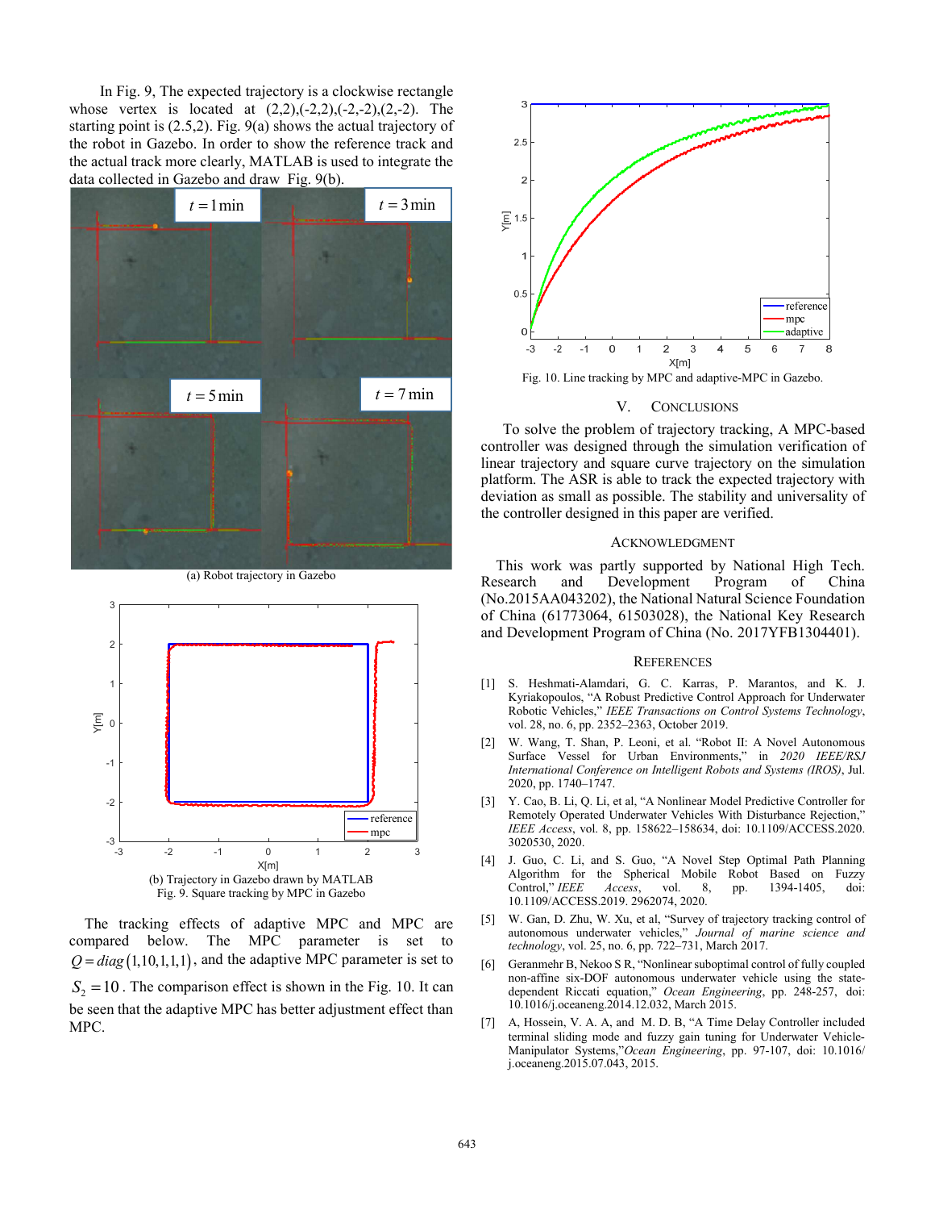In Fig. 9, The expected trajectory is a clockwise rectangle whose vertex is located at (2,2),(-2,2),(-2,-2),(2,-2). The starting point is (2.5,2). Fig. 9(a) shows the actual trajectory of the robot in Gazebo. In order to show the reference track and the actual track more clearly, MATLAB is used to integrate the data collected in Gazebo and draw Fig. 9(b).

(a) Robot trajectory in Gazebo

(b) Trajectory in Gazebo drawn by MATLAB

Fig. 9. Square tracking by MPC in Gazebo

The tracking effects of adaptive MPC and MPC are compared below. The MPC parameter is set to $Q = diag(1,10,1,1,1)$, and the adaptive MPC parameter is set to $S_2 = 10$. The comparison effect is shown in the Fig. 10. It can be seen that the adaptive MPC has better adjustment effect than MPC.

Fig. 10. Line tracking by MPC and adaptive-MPC in Gazebo.

## V. CONCLUSIONS

To solve the problem of trajectory tracking, A MPC-based controller was designed through the simulation verification of linear trajectory and square curve trajectory on the simulation platform. The ASR is able to track the expected trajectory with deviation as small as possible. The stability and universality of the controller designed in this paper are verified.

## ACKNOWLEDGMENT

This work was partly supported by National High Tech. Research and Development Program of China (No.2015AA043202), the National Natural Science Foundation of China (61773064, 61503028), the National Key Research and Development Program of China (No. 2017YFB1304401).

## REFERENCES

[1] S. Heshmati-Alamdari, G. C. Karras, P. Marantos, and K. J. Kyriakopoulos, "A Robust Predictive Control Approach for Underwater Robotic Vehicles," *IEEE Transactions on Control Systems Technology*, vol. 28, no. 6, pp. 2352–2363, October 2019.

[2] W. Wang, T. Shan, P. Leoni, et al. "Robot II: A Novel Autonomous Surface Vessel for Urban Environments," in *2020 IEEE/RSJ International Conference on Intelligent Robots and Systems (IROS)*, Jul. 2020, pp. 1740–1747.

[3] Y. Cao, B. Li, Q. Li, et al, "A Nonlinear Model Predictive Controller for Remotely Operated Underwater Vehicles With Disturbance Rejection," *IEEE Access*, vol. 8, pp. 158622–158634, doi: 10.1109/ACCESS.2020.3020530, 2020.

[4] J. Guo, C. Li, and S. Guo, "A Novel Step Optimal Path Planning Algorithm for the Spherical Mobile Robot Based on Fuzzy Control," *IEEE Access*, vol. 8, pp. 1394-1405, doi: 10.1109/ACCESS.2019. 2962074, 2020.

[5] W. Gan, D. Zhu, W. Xu, et al, "Survey of trajectory tracking control of autonomous underwater vehicles," *Journal of marine science and technology*, vol. 25, no. 6, pp. 722–731, March 2017.

[6] Geranmehr B, Nekoo S R, "Nonlinear suboptimal control of fully coupled non-affine six-DOF autonomous underwater vehicle using the state-dependent Riccati equation," *Ocean Engineering*, pp. 248-257, doi: 10.1016/j.oceaneng.2014.12.032, March 2015.

[7] A, Hossein, V. A. A, and M. D. B, "A Time Delay Controller included terminal sliding mode and fuzzy gain tuning for Underwater Vehicle-Manipulator Systems,"*Ocean Engineering*, pp. 97-107, doi: 10.1016/ j.oceaneng.2015.07.043, 2015.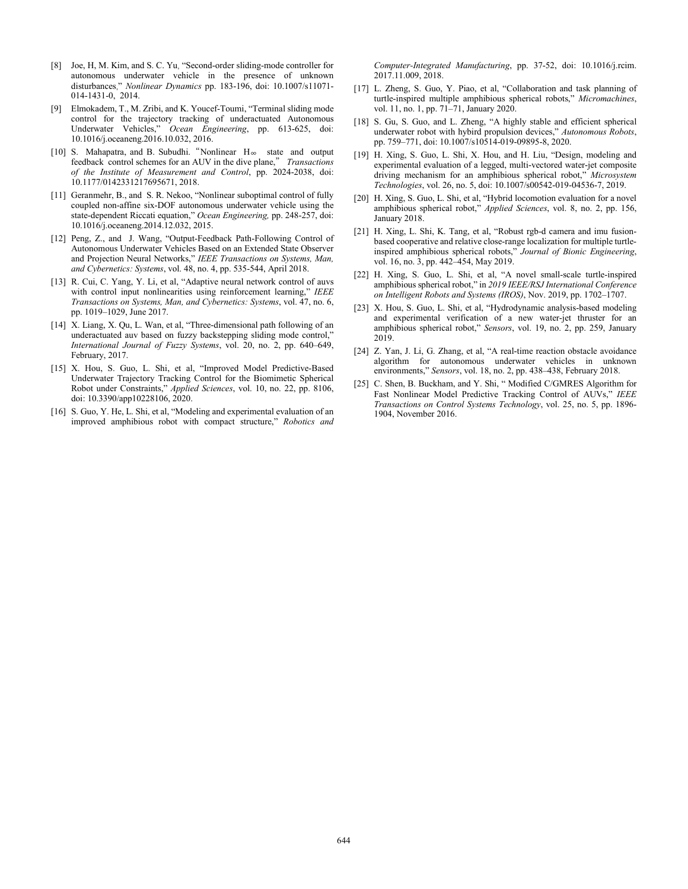[8] Joe, H, M. Kim, and S. C. Yu, "Second-order sliding-mode controller for autonomous underwater vehicle in the presence of unknown disturbances," *Nonlinear Dynamics* pp. 183-196, doi: 10.1007/s11071-014-1431-0, 2014.

[9] Elmokadem, T., M. Zribi, and K. Youcef-Toumi, "Terminal sliding mode control for the trajectory tracking of underactuated Autonomous Underwater Vehicles," *Ocean Engineering*, pp. 613-625, doi: 10.1016/j.oceaneng.2016.10.032, 2016.

[10] S. Mahapatra, and B. Subudhi. "Nonlinear $H_\infty$ state and output feedback control schemes for an AUV in the dive plane," *Transactions of the Institute of Measurement and Control*, pp. 2024-2038, doi: 10.1177/0142331217695671, 2018.

[11] Geranmehr, B., and S. R. Nekoo, "Nonlinear suboptimal control of fully coupled non-affine six-DOF autonomous underwater vehicle using the state-dependent Riccati equation," *Ocean Engineering,* pp. 248-257, doi: 10.1016/j.oceaneng.2014.12.032, 2015.

[12] Peng, Z., and J. Wang, "Output-Feedback Path-Following Control of Autonomous Underwater Vehicles Based on an Extended State Observer and Projection Neural Networks," *IEEE Transactions on Systems, Man, and Cybernetics: Systems*, vol. 48, no. 4, pp. 535-544, April 2018.

[13] R. Cui, C. Yang, Y. Li, et al, "Adaptive neural network control of auvs with control input nonlinearities using reinforcement learning," *IEEE Transactions on Systems, Man, and Cybernetics: Systems*, vol. 47, no. 6, pp. 1019–1029, June 2017.

[14] X. Liang, X. Qu, L. Wan, et al, "Three-dimensional path following of an underactuated auv based on fuzzy backstepping sliding mode control," *International Journal of Fuzzy Systems*, vol. 20, no. 2, pp. 640–649, February, 2017.

[15] X. Hou, S. Guo, L. Shi, et al, "Improved Model Predictive-Based Underwater Trajectory Tracking Control for the Biomimetic Spherical Robot under Constraints," *Applied Sciences*, vol. 10, no. 22, pp. 8106, doi: 10.3390/app10228106, 2020.

[16] S. Guo, Y. He, L. Shi, et al, "Modeling and experimental evaluation of an improved amphibious robot with compact structure," *Robotics and Computer-Integrated Manufacturing*, pp. 37-52, doi: 10.1016/j.rcim.2017.11.009, 2018.

[17] L. Zheng, S. Guo, Y. Piao, et al, "Collaboration and task planning of turtle-inspired multiple amphibious spherical robots," *Micromachines*, vol. 11, no. 1, pp. 71–71, January 2020.

[18] S. Gu, S. Guo, and L. Zheng, "A highly stable and efficient spherical underwater robot with hybird propulsion devices," *Autonomous Robots*, pp. 759–771, doi: 10.1007/s10514-019-09895-8, 2020.

[19] H. Xing, S. Guo, L. Shi, X. Hou, and H. Liu, "Design, modeling and experimental evaluation of a legged, multi-vectored water-jet composite driving mechanism for an amphibious spherical robot," *Microsystem Technologies*, vol. 26, no. 5, doi: 10.1007/s00542-019-04536-7, 2019.

[20] H. Xing, S. Guo, L. Shi, et al, "Hybrid locomotion evaluation for a novel amphibious spherical robot," *Applied Sciences*, vol. 8, no. 2, pp. 156, January 2018.

[21] H. Xing, L. Shi, K. Tang, et al, "Robust rgb-d camera and imu fusion-based cooperative and relative close-range localization for multiple turtle-inspired amphibious spherical robots," *Journal of Bionic Engineering*, vol. 16, no. 3, pp. 442–454, May 2019.

[22] H. Xing, S. Guo, L. Shi, et al, "A novel small-scale turtle-inspired amphibious spherical robot," in *2019 IEEE/RSJ International Conference on Intelligent Robots and Systems (IROS)*, Nov. 2019, pp. 1702–1707.

[23] X. Hou, S. Guo, L. Shi, et al, "Hydrodynamic analysis-based modeling and experimental verification of a new water-jet thruster for an amphibious spherical robot," *Sensors*, vol. 19, no. 2, pp. 259, January 2019.

[24] Z. Yan, J. Li, G. Zhang, et al, "A real-time reaction obstacle avoidance algorithm for autonomous underwater vehicles in unknown environments," *Sensors*, vol. 18, no. 2, pp. 438–438, February 2018.

[25] C. Shen, B. Buckham, and Y. Shi, " Modified C/GMRES Algorithm for Fast Nonlinear Model Predictive Tracking Control of AUVs," *IEEE Transactions on Control Systems Technology*, vol. 25, no. 5, pp. 1896-1904, November 2016.